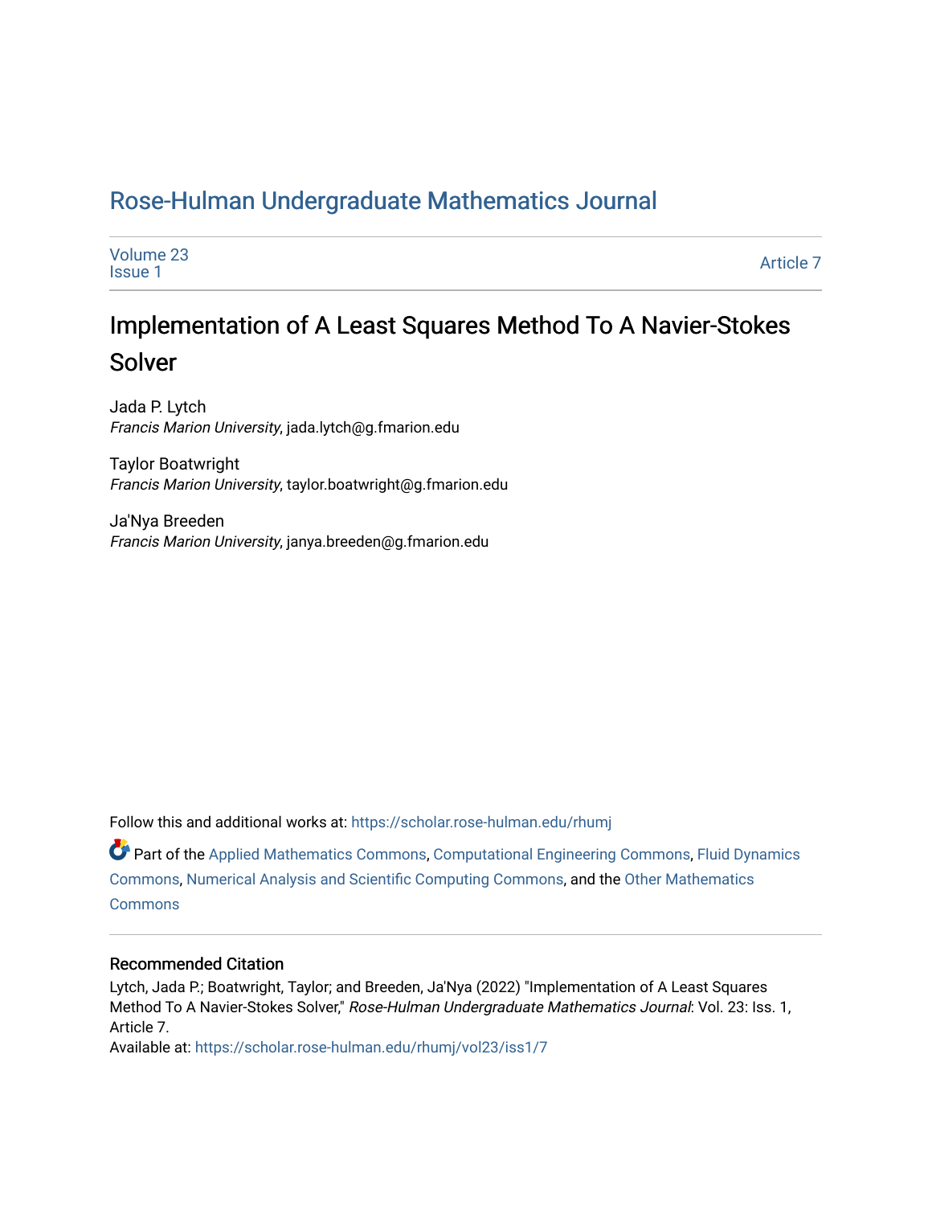# Rose-Hulman Undergraduate Mathematics Journal

Volume 23
Issue 1

Article 7

## Implementation of A Least Squares Method To A Navier-Stokes Solver

Jada P. Lytch
*Francis Marion University*, jada.lytch@g.fmarion.edu

Taylor Boatwright
*Francis Marion University*, taylor.boatwright@g.fmarion.edu

Ja'Nya Breeden
*Francis Marion University*, janya.breeden@g.fmarion.edu

Follow this and additional works at: https://scholar.rose-hulman.edu/rhumj

Part of the Applied Mathematics Commons, Computational Engineering Commons, Fluid Dynamics Commons, Numerical Analysis and Scientific Computing Commons, and the Other Mathematics Commons

### Recommended Citation

Lytch, Jada P.; Boatwright, Taylor; and Breeden, Ja'Nya (2022) "Implementation of A Least Squares Method To A Navier-Stokes Solver," *Rose-Hulman Undergraduate Mathematics Journal*: Vol. 23: Iss. 1, Article 7.
Available at: https://scholar.rose-hulman.edu/rhumj/vol23/iss1/7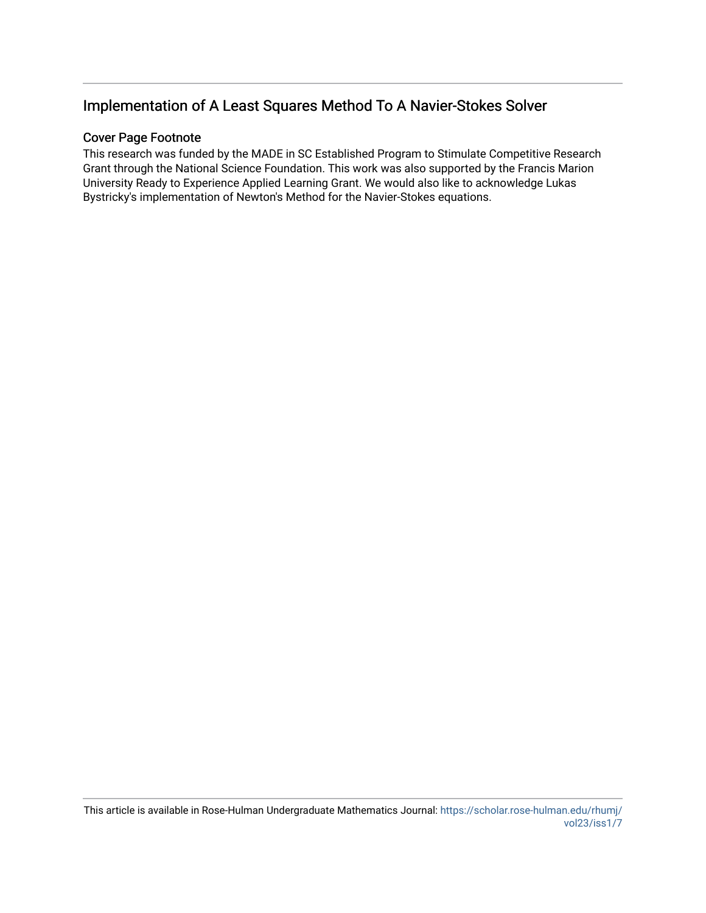## Implementation of A Least Squares Method To A Navier-Stokes Solver

### Cover Page Footnote

This research was funded by the MADE in SC Established Program to Stimulate Competitive Research Grant through the National Science Foundation. This work was also supported by the Francis Marion University Ready to Experience Applied Learning Grant. We would also like to acknowledge Lukas Bystricky's implementation of Newton's Method for the Navier-Stokes equations.

This article is available in Rose-Hulman Undergraduate Mathematics Journal: https://scholar.rose-hulman.edu/rhumj/vol23/iss1/7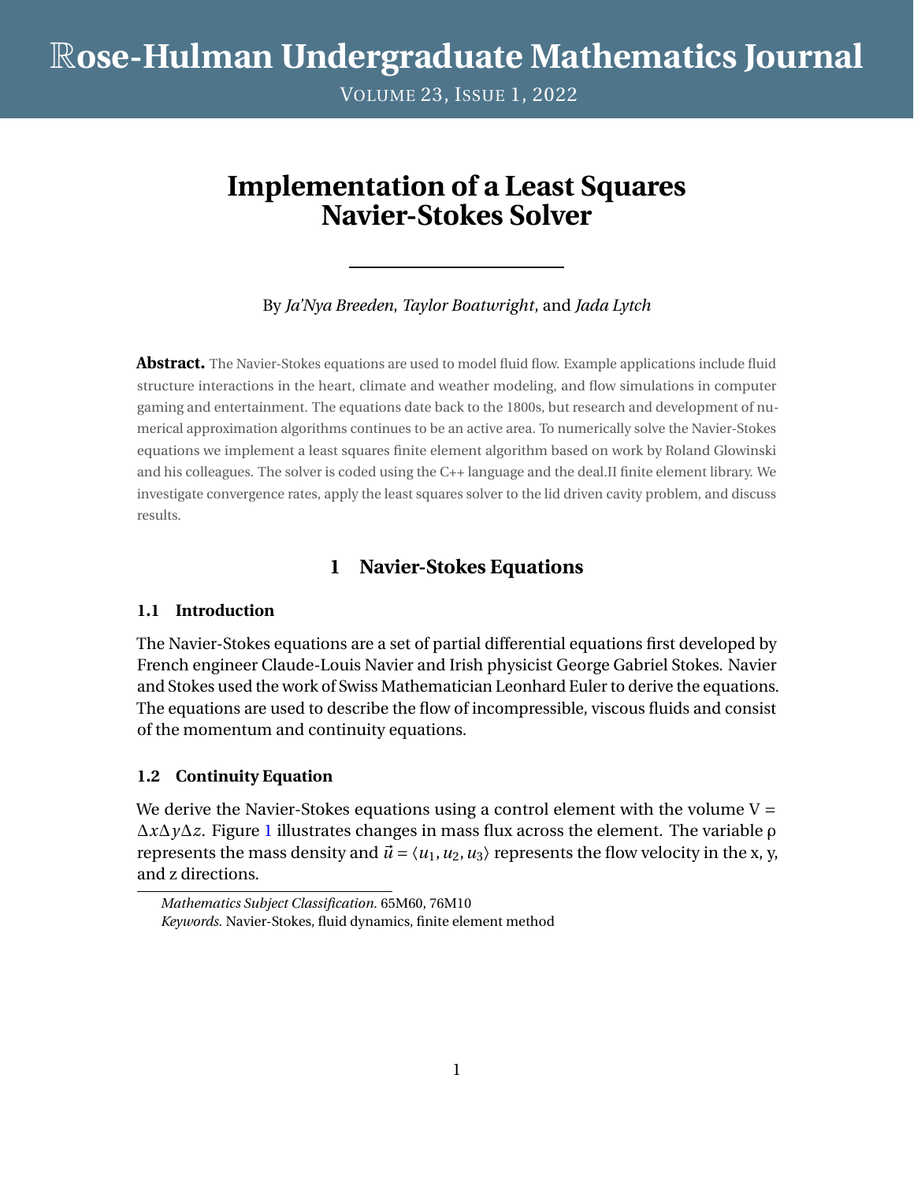# Implementation of a Least Squares Navier-Stokes Solver

By *Ja'Nya Breeden*, *Taylor Boatwright*, and *Jada Lytch*

**Abstract.** The Navier-Stokes equations are used to model fluid flow. Example applications include fluid structure interactions in the heart, climate and weather modeling, and flow simulations in computer gaming and entertainment. The equations date back to the 1800s, but research and development of numerical approximation algorithms continues to be an active area. To numerically solve the Navier-Stokes equations we implement a least squares finite element algorithm based on work by Roland Glowinski and his colleagues. The solver is coded using the C++ language and the deal.II finite element library. We investigate convergence rates, apply the least squares solver to the lid driven cavity problem, and discuss results.

## 1 Navier-Stokes Equations

### 1.1 Introduction

The Navier-Stokes equations are a set of partial differential equations first developed by French engineer Claude-Louis Navier and Irish physicist George Gabriel Stokes. Navier and Stokes used the work of Swiss Mathematician Leonhard Euler to derive the equations. The equations are used to describe the flow of incompressible, viscous fluids and consist of the momentum and continuity equations.

### 1.2 Continuity Equation

We derive the Navier-Stokes equations using a control element with the volume $V = \Delta x \Delta y \Delta z$. Figure 1 illustrates changes in mass flux across the element. The variable $\rho$ represents the mass density and $\vec{u} = \langle u_1, u_2, u_3 \rangle$ represents the flow velocity in the x, y, and z directions.

*Mathematics Subject Classification.* 65M60, 76M10
*Keywords.* Navier-Stokes, fluid dynamics, finite element method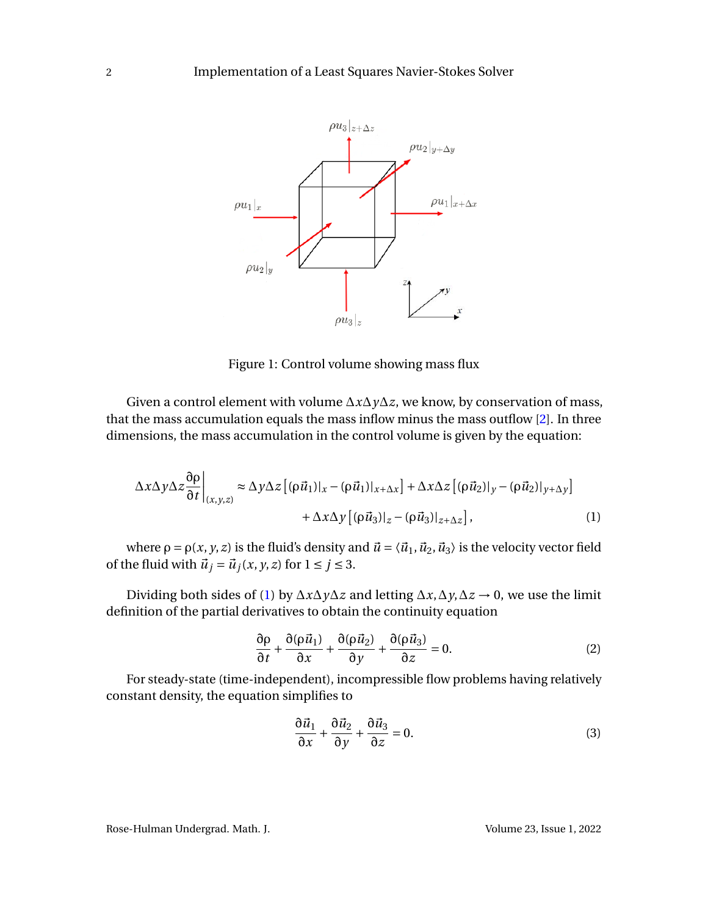Figure 1: Control volume showing mass flux

Given a control element with volume $\Delta x \Delta y \Delta z$, we know, by conservation of mass, that the mass accumulation equals the mass inflow minus the mass outflow [2]. In three dimensions, the mass accumulation in the control volume is given by the equation:

$$
\Delta x \Delta y \Delta z \frac{\partial \rho}{\partial t}\bigg|_{(x,y,z)} \approx \Delta y \Delta z \left[ (\rho \vec{u}_1)|_x - (\rho \vec{u}_1)|_{x+\Delta x} \right] + \Delta x \Delta z \left[ (\rho \vec{u}_2)|_y - (\rho \vec{u}_2)|_{y+\Delta y} \right] + \Delta x \Delta y \left[ (\rho \vec{u}_3)|_z - (\rho \vec{u}_3)|_{z+\Delta z} \right], \tag{1}
$$

where $\rho = \rho(x, y, z)$ is the fluid's density and $\vec{u} = \langle \vec{u}_1, \vec{u}_2, \vec{u}_3 \rangle$ is the velocity vector field of the fluid with $\vec{u}_j = \vec{u}_j(x, y, z)$ for $1 \le j \le 3$.

Dividing both sides of (1) by $\Delta x \Delta y \Delta z$ and letting $\Delta x, \Delta y, \Delta z \to 0$, we use the limit definition of the partial derivatives to obtain the continuity equation

$$
\frac{\partial \rho}{\partial t} + \frac{\partial (\rho \vec{u}_1)}{\partial x} + \frac{\partial (\rho \vec{u}_2)}{\partial y} + \frac{\partial (\rho \vec{u}_3)}{\partial z} = 0. \tag{2}
$$

For steady-state (time-independent), incompressible flow problems having relatively constant density, the equation simplifies to

$$
\frac{\partial \vec{u}_1}{\partial x} + \frac{\partial \vec{u}_2}{\partial y} + \frac{\partial \vec{u}_3}{\partial z} = 0. \tag{3}
$$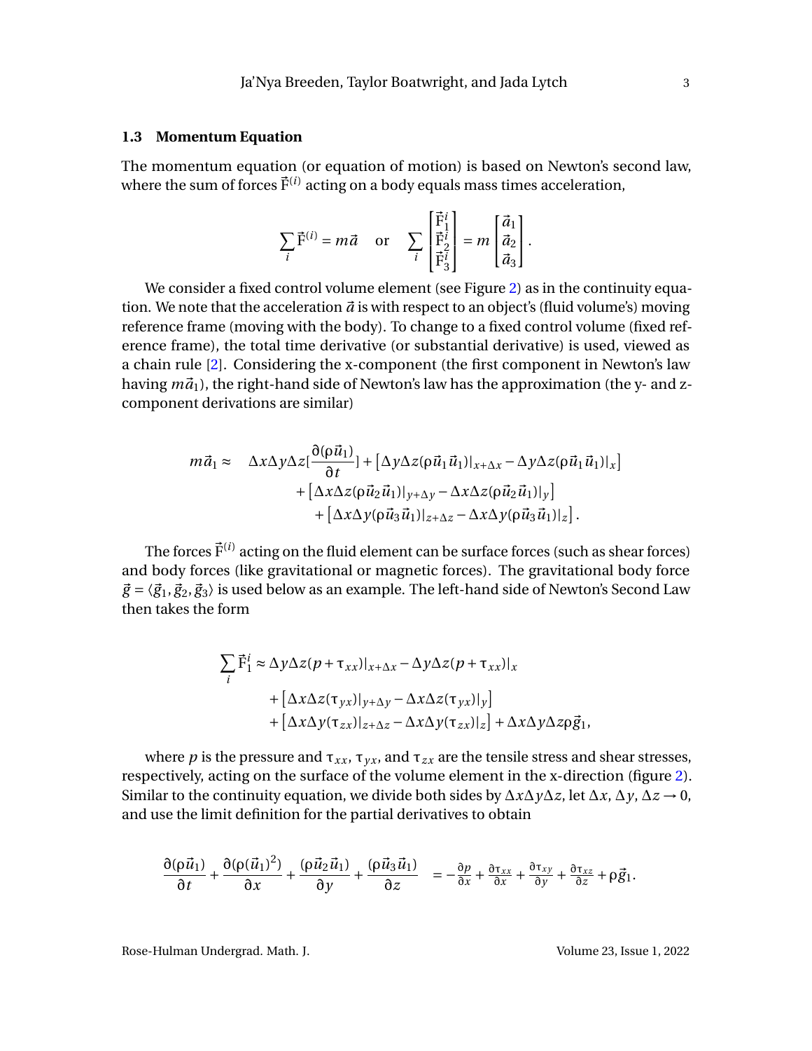### 1.3 Momentum Equation

The momentum equation (or equation of motion) is based on Newton's second law, where the sum of forces $\vec{F}^{(i)}$ acting on a body equals mass times acceleration,

$$\sum_i \vec{F}^{(i)} = m\vec{a} \quad \text{or} \quad \sum_i \begin{bmatrix} \vec{F}_1^i \\ \vec{F}_2^i \\ \vec{F}_3^i \end{bmatrix} = m \begin{bmatrix} \vec{a}_1 \\ \vec{a}_2 \\ \vec{a}_3 \end{bmatrix}.$$

We consider a fixed control volume element (see Figure 2) as in the continuity equation. We note that the acceleration $\vec{a}$ is with respect to an object's (fluid volume's) moving reference frame (moving with the body). To change to a fixed control volume (fixed reference frame), the total time derivative (or substantial derivative) is used, viewed as a chain rule [2]. Considering the x-component (the first component in Newton's law having $m\vec{a}_1$), the right-hand side of Newton's law has the approximation (the y- and z-component derivations are similar)

$$\begin{aligned} m\vec{a}_1 \approx \quad & \Delta x \Delta y \Delta z [\frac{\partial(\rho \vec{u}_1)}{\partial t}] + \left[\Delta y \Delta z (\rho \vec{u}_1 \vec{u}_1)|_{x+\Delta x} - \Delta y \Delta z (\rho \vec{u}_1 \vec{u}_1)|_x\right] \\ & + \left[\Delta x \Delta z (\rho \vec{u}_2 \vec{u}_1)|_{y+\Delta y} - \Delta x \Delta z (\rho \vec{u}_2 \vec{u}_1)|_y\right] \\ & + \left[\Delta x \Delta y (\rho \vec{u}_3 \vec{u}_1)|_{z+\Delta z} - \Delta x \Delta y (\rho \vec{u}_3 \vec{u}_1)|_z\right]. \end{aligned}$$

The forces $\vec{F}^{(i)}$ acting on the fluid element can be surface forces (such as shear forces) and body forces (like gravitational or magnetic forces). The gravitational body force $\vec{g} = \langle \vec{g}_1, \vec{g}_2, \vec{g}_3 \rangle$ is used below as an example. The left-hand side of Newton's Second Law then takes the form

$$\begin{aligned} \sum_i \vec{F}_1^i \approx \; & \Delta y \Delta z (p + \tau_{xx})|_{x+\Delta x} - \Delta y \Delta z (p + \tau_{xx})|_x \\ & + \left[\Delta x \Delta z (\tau_{yx})|_{y+\Delta y} - \Delta x \Delta z (\tau_{yx})|_y\right] \\ & + \left[\Delta x \Delta y (\tau_{zx})|_{z+\Delta z} - \Delta x \Delta y (\tau_{zx})|_z\right] + \Delta x \Delta y \Delta z \rho \vec{g}_1, \end{aligned}$$

where $p$ is the pressure and $\tau_{xx}$, $\tau_{yx}$, and $\tau_{zx}$ are the tensile stress and shear stresses, respectively, acting on the surface of the volume element in the x-direction (figure 2). Similar to the continuity equation, we divide both sides by $\Delta x \Delta y \Delta z$, let $\Delta x$, $\Delta y$, $\Delta z \to 0$, and use the limit definition for the partial derivatives to obtain

$$\frac{\partial(\rho \vec{u}_1)}{\partial t} + \frac{\partial(\rho(\vec{u}_1)^2)}{\partial x} + \frac{(\rho \vec{u}_2 \vec{u}_1)}{\partial y} + \frac{(\rho \vec{u}_3 \vec{u}_1)}{\partial z} \quad = -\frac{\partial p}{\partial x} + \frac{\partial \tau_{xx}}{\partial x} + \frac{\partial \tau_{xy}}{\partial y} + \frac{\partial \tau_{xz}}{\partial z} + \rho \vec{g}_1.$$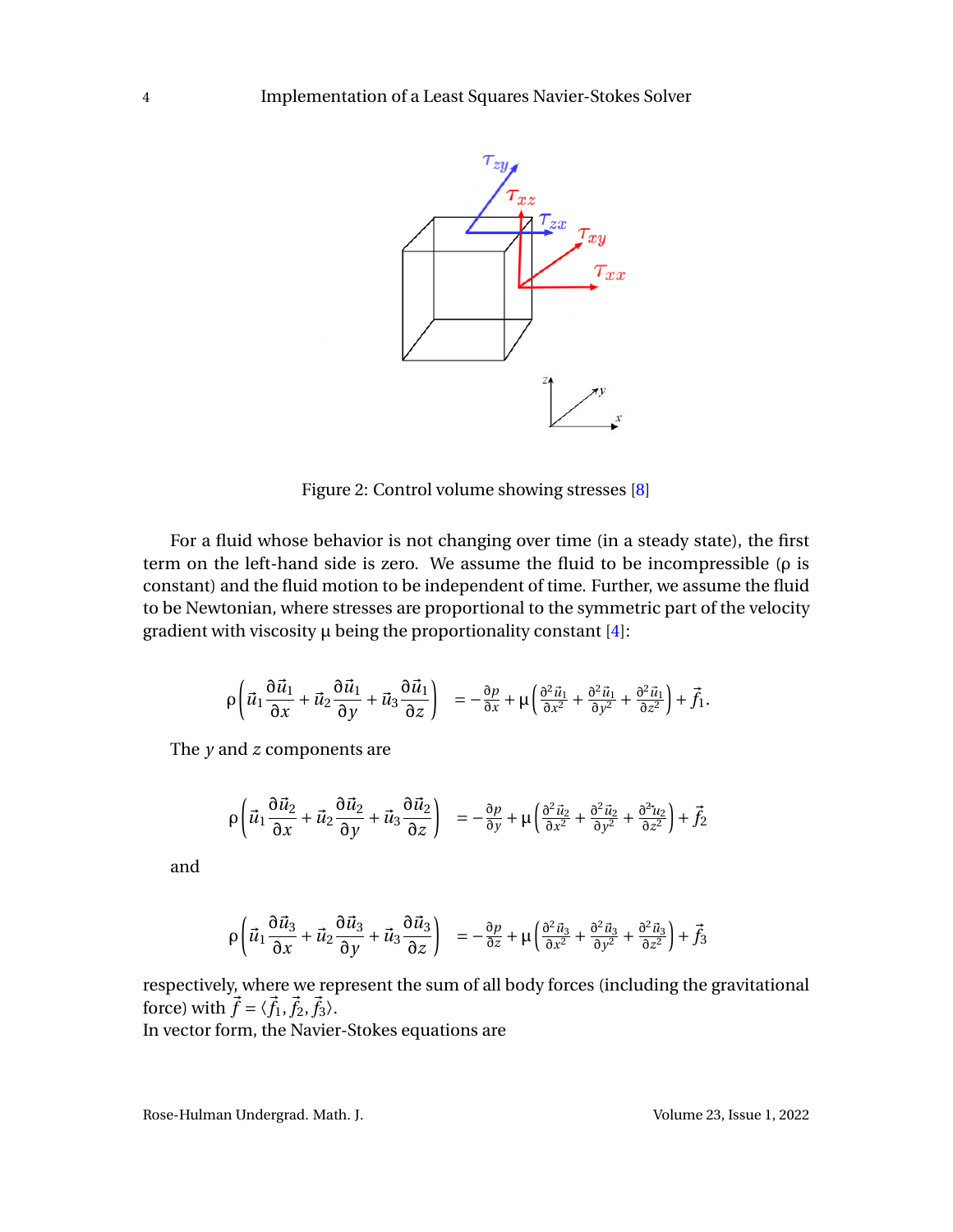Figure 2: Control volume showing stresses [8]

For a fluid whose behavior is not changing over time (in a steady state), the first term on the left-hand side is zero. We assume the fluid to be incompressible (ρ is constant) and the fluid motion to be independent of time. Further, we assume the fluid to be Newtonian, where stresses are proportional to the symmetric part of the velocity gradient with viscosity μ being the proportionality constant [4]:

$$\rho\left(\vec{u}_1\frac{\partial \vec{u}_1}{\partial x}+\vec{u}_2\frac{\partial \vec{u}_1}{\partial y}+\vec{u}_3\frac{\partial \vec{u}_1}{\partial z}\right) = -\frac{\partial p}{\partial x}+\mu\left(\frac{\partial^2 \vec{u}_1}{\partial x^2}+\frac{\partial^2 \vec{u}_1}{\partial y^2}+\frac{\partial^2 \vec{u}_1}{\partial z^2}\right)+\vec{f}_1.$$

The $y$ and $z$ components are

$$\rho\left(\vec{u}_1\frac{\partial \vec{u}_2}{\partial x}+\vec{u}_2\frac{\partial \vec{u}_2}{\partial y}+\vec{u}_3\frac{\partial \vec{u}_2}{\partial z}\right) = -\frac{\partial p}{\partial y}+\mu\left(\frac{\partial^2 \vec{u}_2}{\partial x^2}+\frac{\partial^2 \vec{u}_2}{\partial y^2}+\frac{\partial^2 u_2}{\partial z^2}\right)+\vec{f}_2$$

and

$$\rho\left(\vec{u}_1\frac{\partial \vec{u}_3}{\partial x}+\vec{u}_2\frac{\partial \vec{u}_3}{\partial y}+\vec{u}_3\frac{\partial \vec{u}_3}{\partial z}\right) = -\frac{\partial p}{\partial z}+\mu\left(\frac{\partial^2 \vec{u}_3}{\partial x^2}+\frac{\partial^2 \vec{u}_3}{\partial y^2}+\frac{\partial^2 \vec{u}_3}{\partial z^2}\right)+\vec{f}_3$$

respectively, where we represent the sum of all body forces (including the gravitational force) with $\vec{f}=\langle\vec{f}_1,\vec{f}_2,\vec{f}_3\rangle$.
In vector form, the Navier-Stokes equations are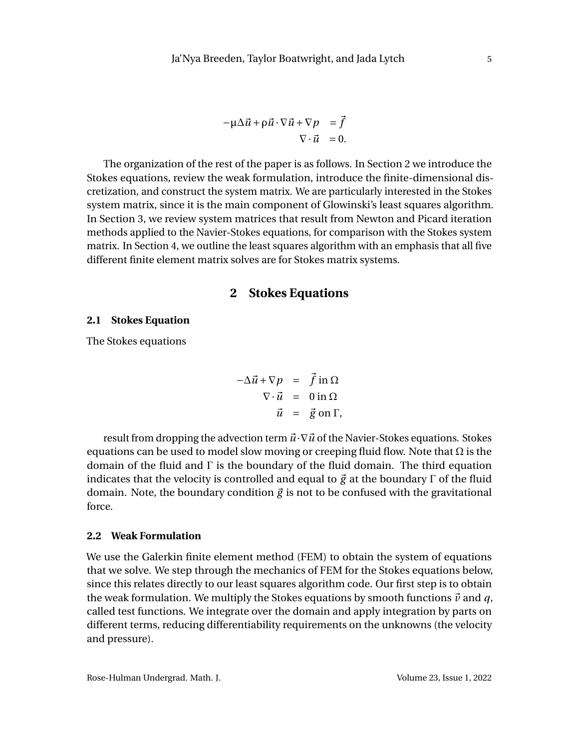$$
\begin{aligned}
-\mu\Delta\vec{u} + \rho\vec{u}\cdot\nabla\vec{u} + \nabla p &= \vec{f} \\
\nabla\cdot\vec{u} &= 0.
\end{aligned}
$$

The organization of the rest of the paper is as follows. In Section 2 we introduce the Stokes equations, review the weak formulation, introduce the finite-dimensional discretization, and construct the system matrix. We are particularly interested in the Stokes system matrix, since it is the main component of Glowinski's least squares algorithm. In Section 3, we review system matrices that result from Newton and Picard iteration methods applied to the Navier-Stokes equations, for comparison with the Stokes system matrix. In Section 4, we outline the least squares algorithm with an emphasis that all five different finite element matrix solves are for Stokes matrix systems.

## 2 Stokes Equations

### 2.1 Stokes Equation

The Stokes equations

$$
\begin{aligned}
-\Delta\vec{u} + \nabla p &= \vec{f} \text{ in } \Omega \\
\nabla\cdot\vec{u} &= 0 \text{ in } \Omega \\
\vec{u} &= \vec{g} \text{ on } \Gamma,
\end{aligned}
$$

result from dropping the advection term $\vec{u}\cdot\nabla\vec{u}$ of the Navier-Stokes equations. Stokes equations can be used to model slow moving or creeping fluid flow. Note that $\Omega$ is the domain of the fluid and $\Gamma$ is the boundary of the fluid domain. The third equation indicates that the velocity is controlled and equal to $\vec{g}$ at the boundary $\Gamma$ of the fluid domain. Note, the boundary condition $\vec{g}$ is not to be confused with the gravitational force.

### 2.2 Weak Formulation

We use the Galerkin finite element method (FEM) to obtain the system of equations that we solve. We step through the mechanics of FEM for the Stokes equations below, since this relates directly to our least squares algorithm code. Our first step is to obtain the weak formulation. We multiply the Stokes equations by smooth functions $\vec{v}$ and $q$, called test functions. We integrate over the domain and apply integration by parts on different terms, reducing differentiability requirements on the unknowns (the velocity and pressure).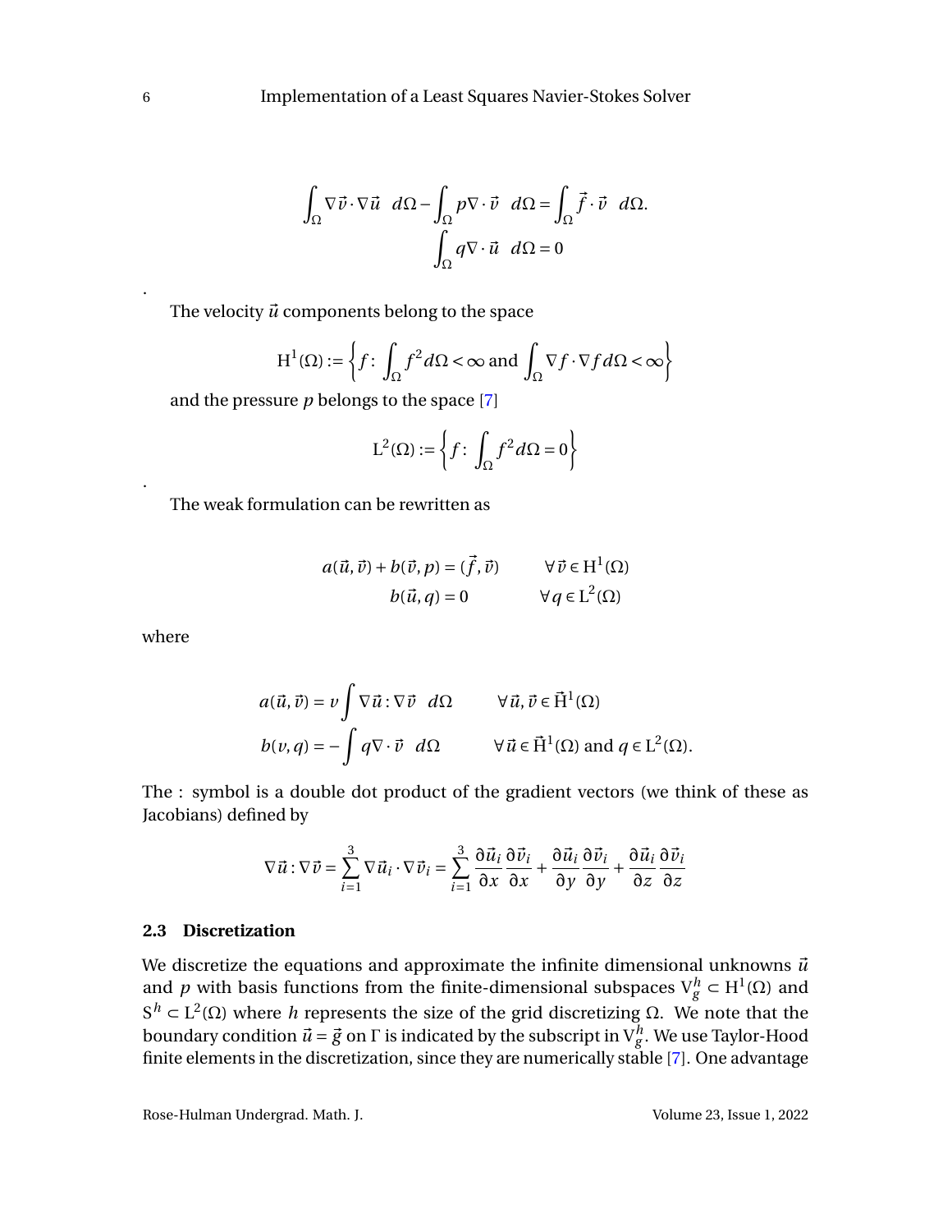$$\int_\Omega \nabla \vec{v} \cdot \nabla \vec{u} \quad d\Omega - \int_\Omega p \nabla \cdot \vec{v} \quad d\Omega = \int_\Omega \vec{f} \cdot \vec{v} \quad d\Omega.$$

$$\int_\Omega q \nabla \cdot \vec{u} \quad d\Omega = 0$$

.

The velocity $\vec{u}$ components belong to the space

$$\mathrm{H}^1(\Omega) := \left\{ f \colon \int_\Omega f^2 d\Omega < \infty \text{ and } \int_\Omega \nabla f \cdot \nabla f d\Omega < \infty \right\}$$

and the pressure $p$ belongs to the space [7]

$$\mathrm{L}^2(\Omega) := \left\{ f \colon \int_\Omega f^2 d\Omega = 0 \right\}$$

.

The weak formulation can be rewritten as

$$a(\vec{u}, \vec{v}) + b(\vec{v}, p) = (\vec{f}, \vec{v}) \qquad \forall \vec{v} \in \mathrm{H}^1(\Omega)$$

$$b(\vec{u}, q) = 0 \qquad \forall q \in \mathrm{L}^2(\Omega)$$

where

$$a(\vec{u}, \vec{v}) = \nu \int \nabla \vec{u} : \nabla \vec{v} \quad d\Omega \qquad \forall \vec{u}, \vec{v} \in \vec{\mathrm{H}}^1(\Omega)$$

$$b(v, q) = -\int q \nabla \cdot \vec{v} \quad d\Omega \qquad \forall \vec{u} \in \vec{\mathrm{H}}^1(\Omega) \text{ and } q \in \mathrm{L}^2(\Omega).$$

The : symbol is a double dot product of the gradient vectors (we think of these as Jacobians) defined by

$$\nabla \vec{u} : \nabla \vec{v} = \sum_{i=1}^{3} \nabla \vec{u}_i \cdot \nabla \vec{v}_i = \sum_{i=1}^{3} \frac{\partial \vec{u}_i}{\partial x} \frac{\partial \vec{v}_i}{\partial x} + \frac{\partial \vec{u}_i}{\partial y} \frac{\partial \vec{v}_i}{\partial y} + \frac{\partial \vec{u}_i}{\partial z} \frac{\partial \vec{v}_i}{\partial z}$$

### 2.3 Discretization

We discretize the equations and approximate the infinite dimensional unknowns $\vec{u}$ and $p$ with basis functions from the finite-dimensional subspaces $\mathrm{V}_g^h \subset \mathrm{H}^1(\Omega)$ and $\mathrm{S}^h \subset \mathrm{L}^2(\Omega)$ where $h$ represents the size of the grid discretizing $\Omega$. We note that the boundary condition $\vec{u} = \vec{g}$ on $\Gamma$ is indicated by the subscript in $\mathrm{V}_g^h$. We use Taylor-Hood finite elements in the discretization, since they are numerically stable [7]. One advantage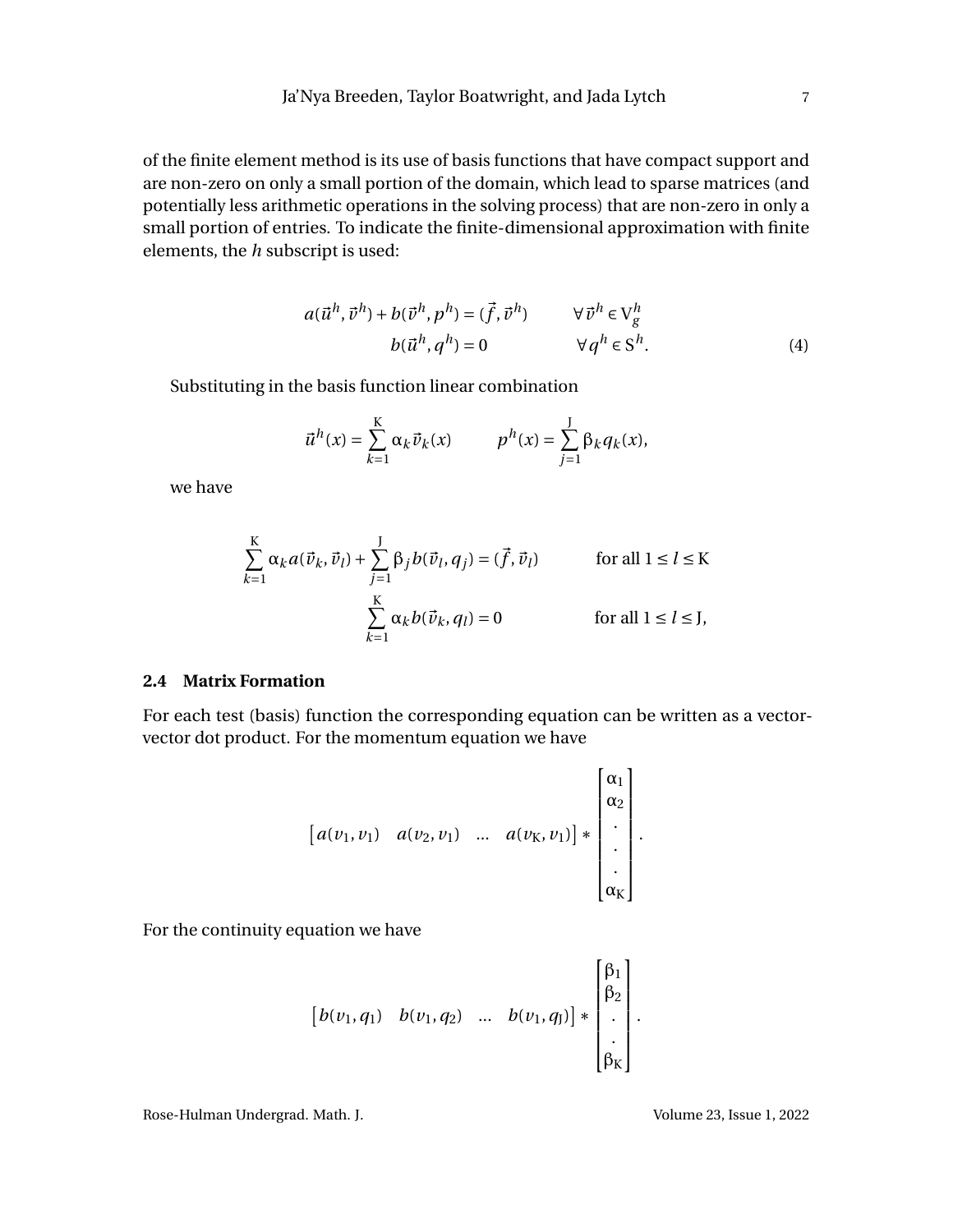of the finite element method is its use of basis functions that have compact support and are non-zero on only a small portion of the domain, which lead to sparse matrices (and potentially less arithmetic operations in the solving process) that are non-zero in only a small portion of entries. To indicate the finite-dimensional approximation with finite elements, the $h$ subscript is used:

$$
\begin{aligned}
a(\vec{u}^h, \vec{v}^h) + b(\vec{v}^h, p^h) &= (\vec{f}, \vec{v}^h) \qquad \forall \vec{v}^h \in \mathrm{V}_g^h \\
b(\vec{u}^h, q^h) &= 0 \qquad \forall q^h \in \mathrm{S}^h.
\end{aligned}
\tag{4}
$$

Substituting in the basis function linear combination

$$
\vec{u}^h(x) = \sum_{k=1}^{\mathrm{K}} \alpha_k \vec{v}_k(x) \qquad p^h(x) = \sum_{j=1}^{\mathrm{J}} \beta_k q_k(x),
$$

we have

$$
\begin{aligned}
\sum_{k=1}^{\mathrm{K}} \alpha_k a(\vec{v}_k, \vec{v}_l) + \sum_{j=1}^{\mathrm{J}} \beta_j b(\vec{v}_l, q_j) &= (\vec{f}, \vec{v}_l) \qquad \text{for all } 1 \le l \le \mathrm{K} \\
\sum_{k=1}^{\mathrm{K}} \alpha_k b(\vec{v}_k, q_l) &= 0 \qquad \text{for all } 1 \le l \le \mathrm{J},
\end{aligned}
$$

### 2.4 Matrix Formation

For each test (basis) function the corresponding equation can be written as a vector-vector dot product. For the momentum equation we have

$$
\begin{bmatrix} a(v_1, v_1) & a(v_2, v_1) & \dots & a(v_{\mathrm{K}}, v_1) \end{bmatrix} * \begin{bmatrix} \alpha_1 \\ \alpha_2 \\ \cdot \\ \cdot \\ \cdot \\ \alpha_{\mathrm{K}} \end{bmatrix}.
$$

For the continuity equation we have

$$
\begin{bmatrix} b(v_1, q_1) & b(v_1, q_2) & \dots & b(v_1, q_{\mathrm{J}}) \end{bmatrix} * \begin{bmatrix} \beta_1 \\ \beta_2 \\ \cdot \\ \cdot \\ \beta_{\mathrm{K}} \end{bmatrix}.
$$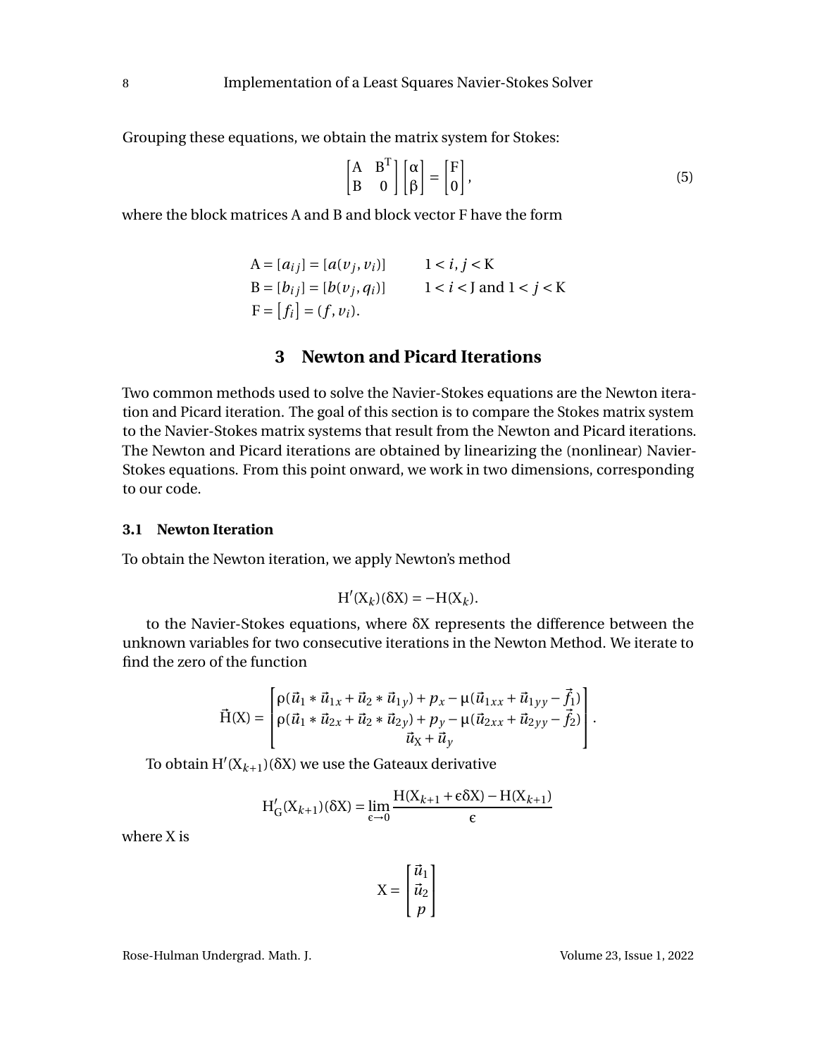Grouping these equations, we obtain the matrix system for Stokes:

$$\begin{bmatrix} A & B^T \\ B & 0 \end{bmatrix} \begin{bmatrix} \alpha \\ \beta \end{bmatrix} = \begin{bmatrix} F \\ 0 \end{bmatrix}, \tag{5}$$

where the block matrices A and B and block vector F have the form

$$\begin{aligned}
A &= [a_{ij}] = [a(v_j, v_i)] \qquad && 1 < i, j < K \\
B &= [b_{ij}] = [b(v_j, q_i)] \qquad && 1 < i < J \text{ and } 1 < j < K \\
F &= \left[f_i\right] = (f, v_i).
\end{aligned}$$

## 3 Newton and Picard Iterations

Two common methods used to solve the Navier-Stokes equations are the Newton iteration and Picard iteration. The goal of this section is to compare the Stokes matrix system to the Navier-Stokes matrix systems that result from the Newton and Picard iterations. The Newton and Picard iterations are obtained by linearizing the (nonlinear) Navier-Stokes equations. From this point onward, we work in two dimensions, corresponding to our code.

### 3.1 Newton Iteration

To obtain the Newton iteration, we apply Newton's method

$$H'(X_k)(\delta X) = -H(X_k).$$

to the Navier-Stokes equations, where $\delta X$ represents the difference between the unknown variables for two consecutive iterations in the Newton Method. We iterate to find the zero of the function

$$\vec{H}(X) = \begin{bmatrix} \rho(\vec{u}_1 * \vec{u}_{1x} + \vec{u}_2 * \vec{u}_{1y}) + p_x - \mu(\vec{u}_{1xx} + \vec{u}_{1yy} - \vec{f}_1) \\ \rho(\vec{u}_1 * \vec{u}_{2x} + \vec{u}_2 * \vec{u}_{2y}) + p_y - \mu(\vec{u}_{2xx} + \vec{u}_{2yy} - \vec{f}_2) \\ \vec{u}_X + \vec{u}_y \end{bmatrix}.$$

To obtain $H'(X_{k+1})(\delta X)$ we use the Gateaux derivative

$$H'_G(X_{k+1})(\delta X) = \lim_{\epsilon \to 0} \frac{H(X_{k+1} + \epsilon \delta X) - H(X_{k+1})}{\epsilon}$$

where X is

$$X = \begin{bmatrix} \vec{u}_1 \\ \vec{u}_2 \\ p \end{bmatrix}$$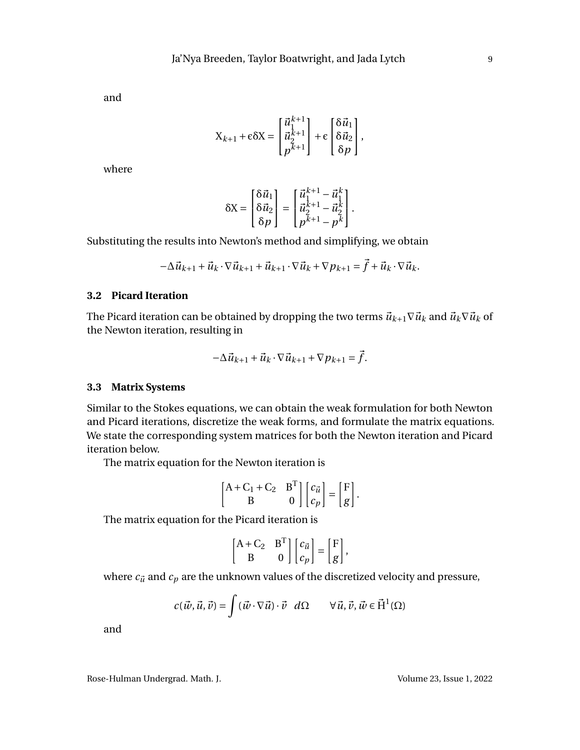and

$$
\mathrm{X}_{k+1} + \epsilon\delta\mathrm{X} = \begin{bmatrix} \vec{u}_1^{k+1} \\ \vec{u}_2^{k+1} \\ p^{k+1} \end{bmatrix} + \epsilon \begin{bmatrix} \delta\vec{u}_1 \\ \delta\vec{u}_2 \\ \delta p \end{bmatrix},
$$

where

$$
\delta\mathrm{X} = \begin{bmatrix} \delta\vec{u}_1 \\ \delta\vec{u}_2 \\ \delta p \end{bmatrix} = \begin{bmatrix} \vec{u}_1^{k+1} - \vec{u}_1^k \\ \vec{u}_2^{k+1} - \vec{u}_2^k \\ p^{k+1} - p^k \end{bmatrix}.
$$

Substituting the results into Newton's method and simplifying, we obtain

$$
-\Delta\vec{u}_{k+1} + \vec{u}_k \cdot \nabla\vec{u}_{k+1} + \vec{u}_{k+1} \cdot \nabla\vec{u}_k + \nabla p_{k+1} = \vec{f} + \vec{u}_k \cdot \nabla\vec{u}_k.
$$

### 3.2 Picard Iteration

The Picard iteration can be obtained by dropping the two terms $\vec{u}_{k+1}\nabla\vec{u}_k$ and $\vec{u}_k\nabla\vec{u}_k$ of the Newton iteration, resulting in

$$
-\Delta\vec{u}_{k+1} + \vec{u}_k \cdot \nabla\vec{u}_{k+1} + \nabla p_{k+1} = \vec{f}.
$$

### 3.3 Matrix Systems

Similar to the Stokes equations, we can obtain the weak formulation for both Newton and Picard iterations, discretize the weak forms, and formulate the matrix equations. We state the corresponding system matrices for both the Newton iteration and Picard iteration below.

The matrix equation for the Newton iteration is

$$
\begin{bmatrix} \mathrm{A} + \mathrm{C}_1 + \mathrm{C}_2 & \mathrm{B}^\mathrm{T} \\ \mathrm{B} & 0 \end{bmatrix} \begin{bmatrix} c_{\vec{u}} \\ c_p \end{bmatrix} = \begin{bmatrix} \mathrm{F} \\ g \end{bmatrix}.
$$

The matrix equation for the Picard iteration is

$$
\begin{bmatrix} \mathrm{A} + \mathrm{C}_2 & \mathrm{B}^\mathrm{T} \\ \mathrm{B} & 0 \end{bmatrix} \begin{bmatrix} c_{\vec{u}} \\ c_p \end{bmatrix} = \begin{bmatrix} \mathrm{F} \\ g \end{bmatrix},
$$

where $c_{\vec{u}}$ and $c_p$ are the unknown values of the discretized velocity and pressure,

$$
c(\vec{w}, \vec{u}, \vec{v}) = \int (\vec{w} \cdot \nabla\vec{u}) \cdot \vec{v} \quad d\Omega \qquad \forall \vec{u}, \vec{v}, \vec{w} \in \vec{\mathrm{H}}^1(\Omega)
$$

and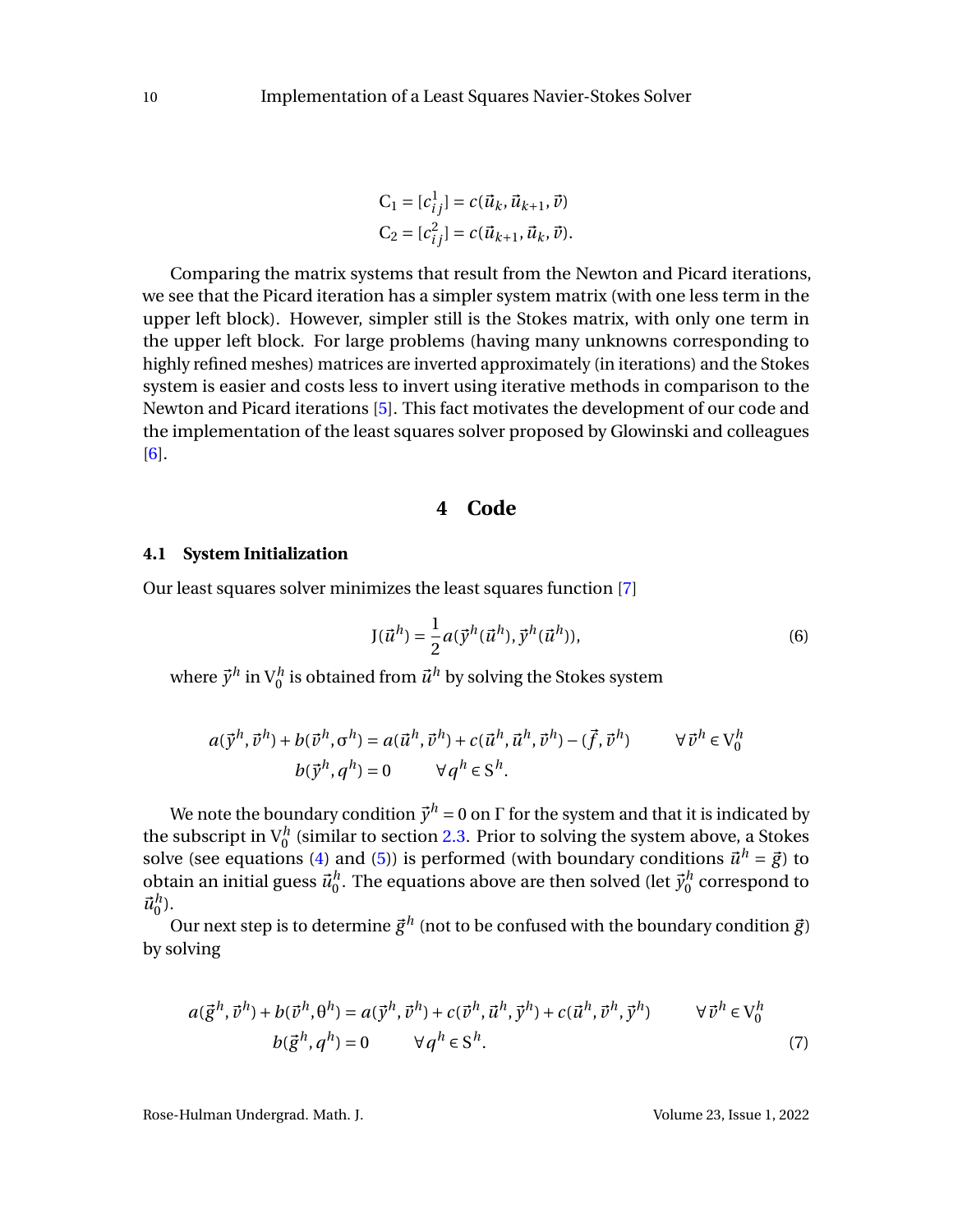$$
\begin{aligned}
\mathrm{C}_1 &= [c^1_{ij}] = c(\vec{u}_k, \vec{u}_{k+1}, \vec{v}) \\
\mathrm{C}_2 &= [c^2_{ij}] = c(\vec{u}_{k+1}, \vec{u}_k, \vec{v}).
\end{aligned}
$$

Comparing the matrix systems that result from the Newton and Picard iterations, we see that the Picard iteration has a simpler system matrix (with one less term in the upper left block). However, simpler still is the Stokes matrix, with only one term in the upper left block. For large problems (having many unknowns corresponding to highly refined meshes) matrices are inverted approximately (in iterations) and the Stokes system is easier and costs less to invert using iterative methods in comparison to the Newton and Picard iterations [5]. This fact motivates the development of our code and the implementation of the least squares solver proposed by Glowinski and colleagues [6].

## 4 Code

### 4.1 System Initialization

Our least squares solver minimizes the least squares function [7]

$$
\mathrm{J}(\vec{u}^h) = \frac{1}{2} a(\vec{y}^h(\vec{u}^h), \vec{y}^h(\vec{u}^h)), \tag{6}
$$

where $\vec{y}^h$ in $\mathrm{V}_0^h$ is obtained from $\vec{u}^h$ by solving the Stokes system

$$
\begin{aligned}
a(\vec{y}^h, \vec{v}^h) + b(\vec{v}^h, \sigma^h) &= a(\vec{u}^h, \vec{v}^h) + c(\vec{u}^h, \vec{u}^h, \vec{v}^h) - (\vec{f}, \vec{v}^h) \qquad \forall \vec{v}^h \in \mathrm{V}_0^h \\
b(\vec{y}^h, q^h) &= 0 \qquad \forall q^h \in \mathrm{S}^h.
\end{aligned}
$$

We note the boundary condition $\vec{y}^h = 0$ on $\Gamma$ for the system and that it is indicated by the subscript in $\mathrm{V}_0^h$ (similar to section 2.3. Prior to solving the system above, a Stokes solve (see equations (4) and (5)) is performed (with boundary conditions $\vec{u}^h = \vec{g}$) to obtain an initial guess $\vec{u}_0^h$. The equations above are then solved (let $\vec{y}_0^h$ correspond to $\vec{u}_0^h$).

Our next step is to determine $\vec{g}^h$ (not to be confused with the boundary condition $\vec{g}$) by solving

$$
\begin{aligned}
a(\vec{g}^h, \vec{v}^h) + b(\vec{v}^h, \theta^h) &= a(\vec{y}^h, \vec{v}^h) + c(\vec{v}^h, \vec{u}^h, \vec{y}^h) + c(\vec{u}^h, \vec{v}^h, \vec{y}^h) \qquad \forall \vec{v}^h \in \mathrm{V}_0^h \\
b(\vec{g}^h, q^h) &= 0 \qquad \forall q^h \in \mathrm{S}^h.
\end{aligned} \tag{7}
$$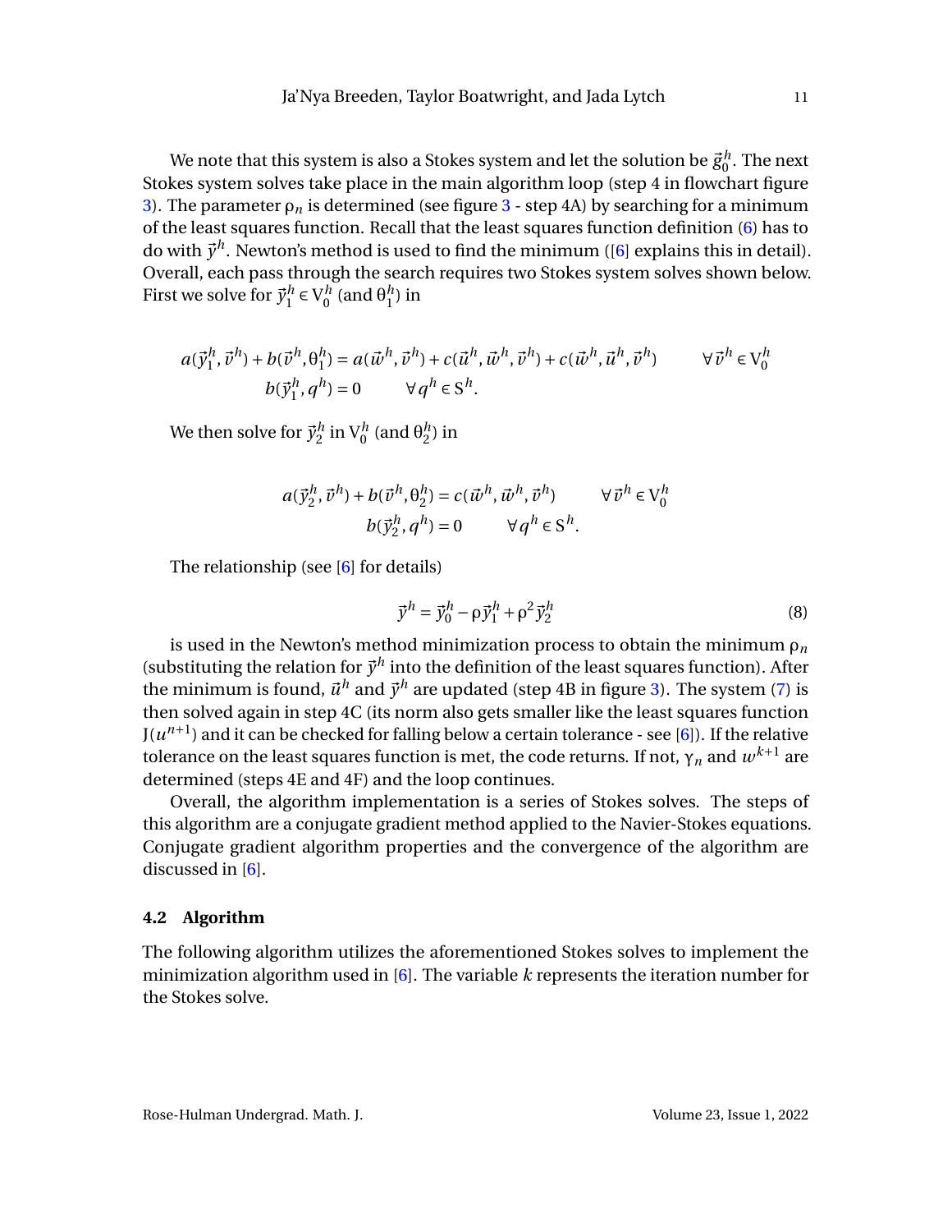We note that this system is also a Stokes system and let the solution be $\vec{g}_0^h$. The next Stokes system solves take place in the main algorithm loop (step 4 in flowchart figure 3). The parameter $\rho_n$ is determined (see figure 3 - step 4A) by searching for a minimum of the least squares function. Recall that the least squares function definition (6) has to do with $\vec{y}^h$. Newton's method is used to find the minimum ([6] explains this in detail). Overall, each pass through the search requires two Stokes system solves shown below. First we solve for $\vec{y}_1^h \in V_0^h$ (and $\theta_1^h$) in

$$
\begin{aligned}
a(\vec{y}_1^h, \vec{v}^h) + b(\vec{v}^h, \theta_1^h) &= a(\vec{w}^h, \vec{v}^h) + c(\vec{u}^h, \vec{w}^h, \vec{v}^h) + c(\vec{w}^h, \vec{u}^h, \vec{v}^h) \qquad \forall \vec{v}^h \in V_0^h \\
b(\vec{y}_1^h, q^h) &= 0 \qquad \forall q^h \in S^h.
\end{aligned}
$$

We then solve for $\vec{y}_2^h$ in $V_0^h$ (and $\theta_2^h$) in

$$
\begin{aligned}
a(\vec{y}_2^h, \vec{v}^h) + b(\vec{v}^h, \theta_2^h) &= c(\vec{w}^h, \vec{w}^h, \vec{v}^h) \qquad \forall \vec{v}^h \in V_0^h \\
b(\vec{y}_2^h, q^h) &= 0 \qquad \forall q^h \in S^h.
\end{aligned}
$$

The relationship (see [6] for details)

$$
\vec{y}^h = \vec{y}_0^h - \rho \vec{y}_1^h + \rho^2 \vec{y}_2^h \tag{8}
$$

is used in the Newton's method minimization process to obtain the minimum $\rho_n$ (substituting the relation for $\vec{y}^h$ into the definition of the least squares function). After the minimum is found, $\vec{u}^h$ and $\vec{y}^h$ are updated (step 4B in figure 3). The system (7) is then solved again in step 4C (its norm also gets smaller like the least squares function $J(u^{n+1})$ and it can be checked for falling below a certain tolerance - see [6]). If the relative tolerance on the least squares function is met, the code returns. If not, $\gamma_n$ and $w^{k+1}$ are determined (steps 4E and 4F) and the loop continues.

Overall, the algorithm implementation is a series of Stokes solves. The steps of this algorithm are a conjugate gradient method applied to the Navier-Stokes equations. Conjugate gradient algorithm properties and the convergence of the algorithm are discussed in [6].

### 4.2 Algorithm

The following algorithm utilizes the aforementioned Stokes solves to implement the minimization algorithm used in [6]. The variable $k$ represents the iteration number for the Stokes solve.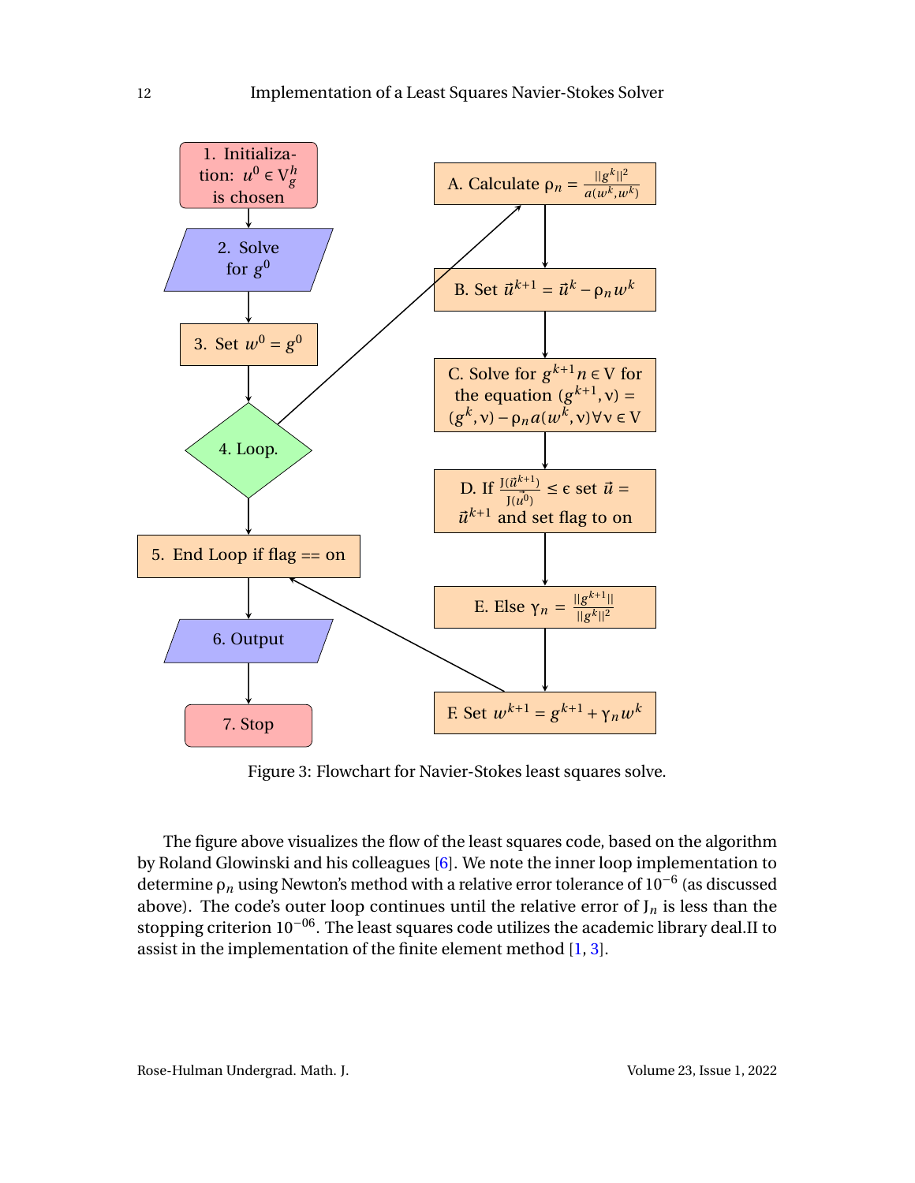1. Initialization: $u^0 \in V_g^h$ is chosen

2. Solve for $g^0$

3. Set $w^0 = g^0$

4. Loop.

5. End Loop if flag == on

6. Output

7. Stop

A. Calculate $\rho_n = \frac{||g^k||^2}{a(w^k,w^k)}$

B. Set $\vec{u}^{k+1} = \vec{u}^k - \rho_n w^k$

C. Solve for $g^{k+1} n \in V$ for the equation $(g^{k+1}, v) = (g^k, v) - \rho_n a(w^k, v) \forall v \in V$

D. If $\frac{J(\vec{u}^{k+1})}{J(\vec{u}^0)} \leq \epsilon$ set $\vec{u} = \vec{u}^{k+1}$ and set flag to on

E. Else $\gamma_n = \frac{||g^{k+1}||}{||g^k||^2}$

F. Set $w^{k+1} = g^{k+1} + \gamma_n w^k$

Figure 3: Flowchart for Navier-Stokes least squares solve.

The figure above visualizes the flow of the least squares code, based on the algorithm by Roland Glowinski and his colleagues [6]. We note the inner loop implementation to determine $\rho_n$ using Newton's method with a relative error tolerance of $10^{-6}$ (as discussed above). The code's outer loop continues until the relative error of $J_n$ is less than the stopping criterion $10^{-06}$. The least squares code utilizes the academic library deal.II to assist in the implementation of the finite element method [1, 3].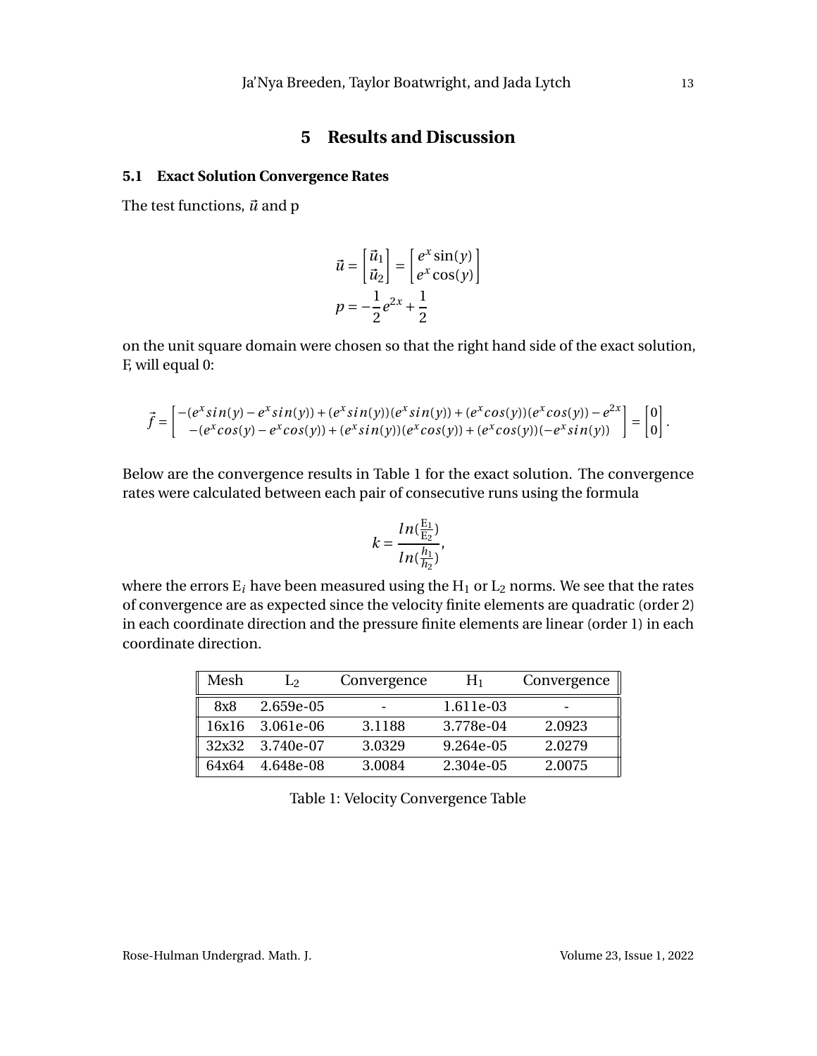# 5 Results and Discussion

## 5.1 Exact Solution Convergence Rates

The test functions, $\vec{u}$ and p

$$
\vec{u} = \begin{bmatrix} \vec{u}_1 \\ \vec{u}_2 \end{bmatrix} = \begin{bmatrix} e^x \sin(y) \\ e^x \cos(y) \end{bmatrix}
$$

$$
p = -\frac{1}{2}e^{2x} + \frac{1}{2}
$$

on the unit square domain were chosen so that the right hand side of the exact solution, F, will equal 0:

$$
\vec{f} = \begin{bmatrix} -(e^x sin(y) - e^x sin(y)) + (e^x sin(y))(e^x sin(y)) + (e^x cos(y))(e^x cos(y)) - e^{2x} \\ -(e^x cos(y) - e^x cos(y)) + (e^x sin(y))(e^x cos(y)) + (e^x cos(y))(-e^x sin(y)) \end{bmatrix} = \begin{bmatrix} 0 \\ 0 \end{bmatrix}.
$$

Below are the convergence results in Table 1 for the exact solution. The convergence rates were calculated between each pair of consecutive runs using the formula

$$
k = \frac{ln(\frac{E_1}{E_2})}{ln(\frac{h_1}{h_2})},
$$

where the errors $E_i$ have been measured using the $H_1$ or $L_2$ norms. We see that the rates of convergence are as expected since the velocity finite elements are quadratic (order 2) in each coordinate direction and the pressure finite elements are linear (order 1) in each coordinate direction.

| Mesh | $L_2$ | Convergence | $H_1$ | Convergence |
|---|---|---|---|---|
| 8x8 | 2.659e-05 | - | 1.611e-03 | - |
| 16x16 | 3.061e-06 | 3.1188 | 3.778e-04 | 2.0923 |
| 32x32 | 3.740e-07 | 3.0329 | 9.264e-05 | 2.0279 |
| 64x64 | 4.648e-08 | 3.0084 | 2.304e-05 | 2.0075 |

Table 1: Velocity Convergence Table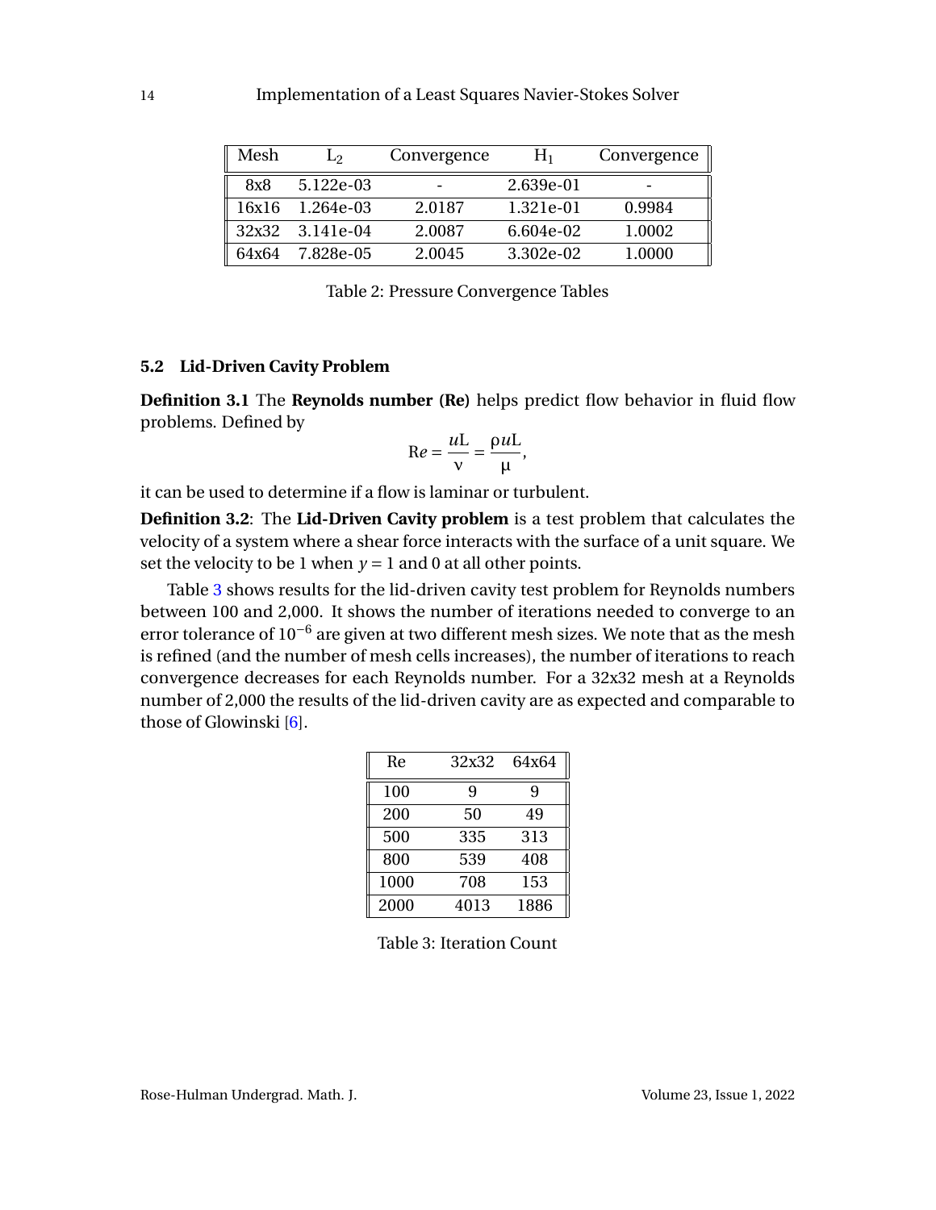| Mesh | $L_2$ | Convergence | $H_1$ | Convergence |
|---|---|---|---|---|
| 8x8 | 5.122e-03 | - | 2.639e-01 | - |
| 16x16 | 1.264e-03 | 2.0187 | 1.321e-01 | 0.9984 |
| 32x32 | 3.141e-04 | 2.0087 | 6.604e-02 | 1.0002 |
| 64x64 | 7.828e-05 | 2.0045 | 3.302e-02 | 1.0000 |

Table 2: Pressure Convergence Tables

### 5.2 Lid-Driven Cavity Problem

**Definition 3.1** The **Reynolds number (Re)** helps predict flow behavior in fluid flow problems. Defined by

$$\mathrm{R}e = \frac{u\mathrm{L}}{\nu} = \frac{\rho u \mathrm{L}}{\mu},$$

it can be used to determine if a flow is laminar or turbulent.

**Definition 3.2**: The **Lid-Driven Cavity problem** is a test problem that calculates the velocity of a system where a shear force interacts with the surface of a unit square. We set the velocity to be 1 when $y = 1$ and 0 at all other points.

Table 3 shows results for the lid-driven cavity test problem for Reynolds numbers between 100 and 2,000. It shows the number of iterations needed to converge to an error tolerance of $10^{-6}$ are given at two different mesh sizes. We note that as the mesh is refined (and the number of mesh cells increases), the number of iterations to reach convergence decreases for each Reynolds number. For a 32x32 mesh at a Reynolds number of 2,000 the results of the lid-driven cavity are as expected and comparable to those of Glowinski [6].

| Re | 32x32 | 64x64 |
|---|---|---|
| 100 | 9 | 9 |
| 200 | 50 | 49 |
| 500 | 335 | 313 |
| 800 | 539 | 408 |
| 1000 | 708 | 153 |
| 2000 | 4013 | 1886 |

Table 3: Iteration Count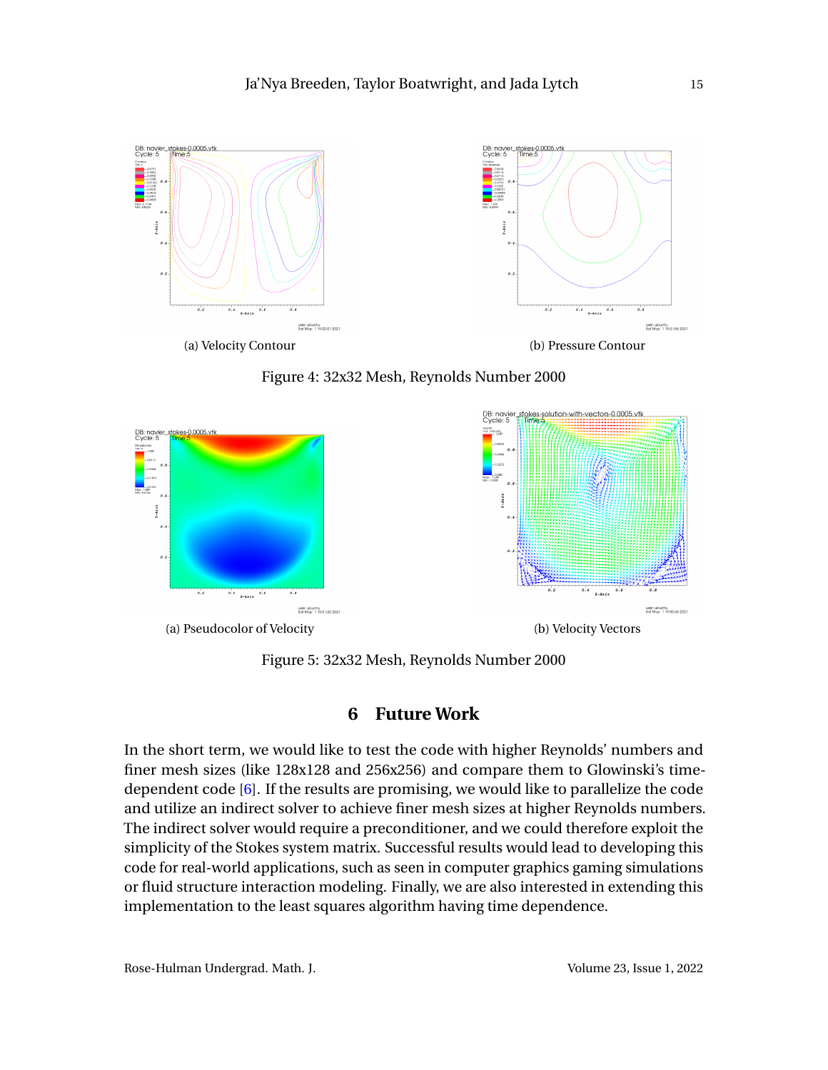(a) Velocity Contour

(b) Pressure Contour

Figure 4: 32x32 Mesh, Reynolds Number 2000

(a) Pseudocolor of Velocity

(b) Velocity Vectors

Figure 5: 32x32 Mesh, Reynolds Number 2000

## 6 Future Work

In the short term, we would like to test the code with higher Reynolds' numbers and finer mesh sizes (like 128x128 and 256x256) and compare them to Glowinski's time-dependent code [6]. If the results are promising, we would like to parallelize the code and utilize an indirect solver to achieve finer mesh sizes at higher Reynolds numbers. The indirect solver would require a preconditioner, and we could therefore exploit the simplicity of the Stokes system matrix. Successful results would lead to developing this code for real-world applications, such as seen in computer graphics gaming simulations or fluid structure interaction modeling. Finally, we are also interested in extending this implementation to the least squares algorithm having time dependence.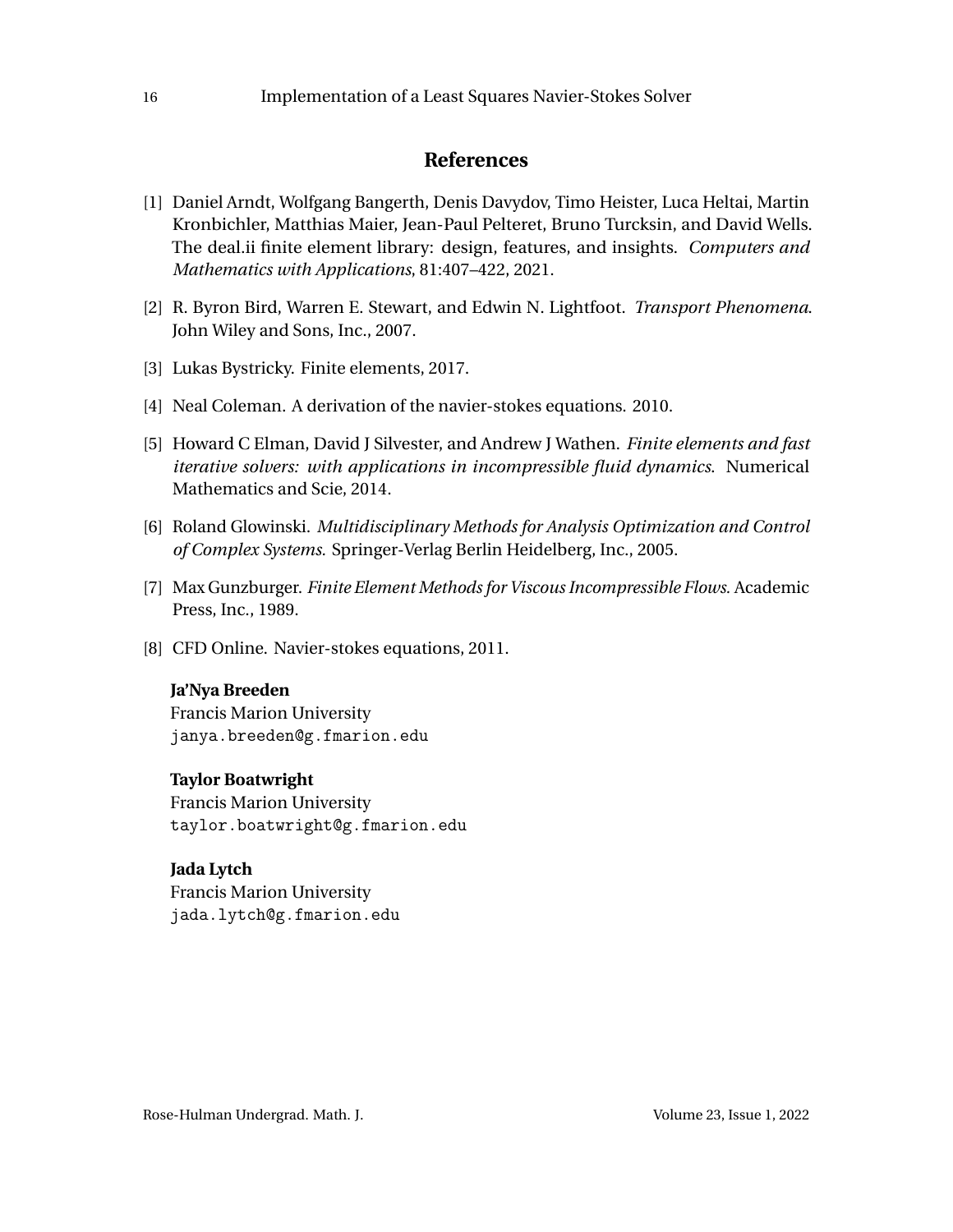## References

[1] Daniel Arndt, Wolfgang Bangerth, Denis Davydov, Timo Heister, Luca Heltai, Martin Kronbichler, Matthias Maier, Jean-Paul Pelteret, Bruno Turcksin, and David Wells. The deal.ii finite element library: design, features, and insights. *Computers and Mathematics with Applications*, 81:407–422, 2021.

[2] R. Byron Bird, Warren E. Stewart, and Edwin N. Lightfoot. *Transport Phenomena*. John Wiley and Sons, Inc., 2007.

[3] Lukas Bystricky. Finite elements, 2017.

[4] Neal Coleman. A derivation of the navier-stokes equations. 2010.

[5] Howard C Elman, David J Silvester, and Andrew J Wathen. *Finite elements and fast iterative solvers: with applications in incompressible fluid dynamics*. Numerical Mathematics and Scie, 2014.

[6] Roland Glowinski. *Multidisciplinary Methods for Analysis Optimization and Control of Complex Systems*. Springer-Verlag Berlin Heidelberg, Inc., 2005.

[7] Max Gunzburger. *Finite Element Methods for Viscous Incompressible Flows*. Academic Press, Inc., 1989.

[8] CFD Online. Navier-stokes equations, 2011.

**Ja'Nya Breeden**
Francis Marion University
`janya.breeden@g.fmarion.edu`

**Taylor Boatwright**
Francis Marion University
`taylor.boatwright@g.fmarion.edu`

**Jada Lytch**
Francis Marion University
`jada.lytch@g.fmarion.edu`